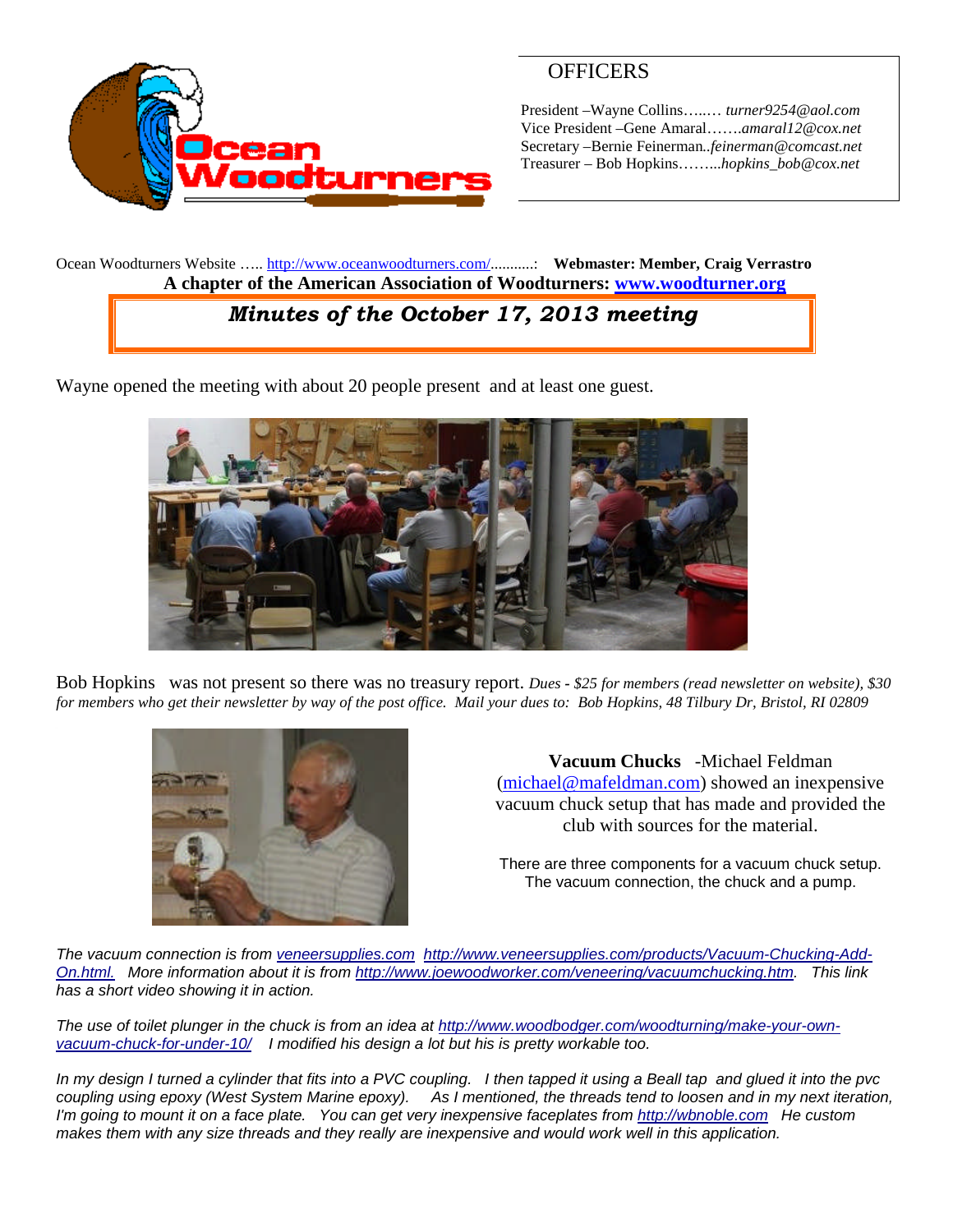## OFFICERS

President –Wayne Collins…..… *turner9254@aol.com*
Vice President –Gene Amaral…….*amaral12@cox.net*
Secretary –Bernie Feinerman..*feinerman@comcast.net*
Treasurer – Bob Hopkins……...*hopkins_bob@cox.net*

Ocean Woodturners Website ….. http://www.oceanwoodturners.com/..........: **Webmaster: Member, Craig Verrastro**

**A chapter of the American Association of Woodturners: www.woodturner.org**

# *Minutes of the October 17, 2013 meeting*

Wayne opened the meeting with about 20 people present and at least one guest.

Bob Hopkins was not present so there was no treasury report. *Dues - $25 for members (read newsletter on website), $30 for members who get their newsletter by way of the post office. Mail your dues to: Bob Hopkins, 48 Tilbury Dr, Bristol, RI 02809*

**Vacuum Chucks** -Michael Feldman (michael@mafeldman.com) showed an inexpensive vacuum chuck setup that has made and provided the club with sources for the material.

There are three components for a vacuum chuck setup. The vacuum connection, the chuck and a pump.

*The vacuum connection is from veneersupplies.com http://www.veneersupplies.com/products/Vacuum-Chucking-Add-On.html. More information about it is from http://www.joewoodworker.com/veneering/vacuumchucking.htm. This link has a short video showing it in action.*

*The use of toilet plunger in the chuck is from an idea at http://www.woodbodger.com/woodturning/make-your-own-vacuum-chuck-for-under-10/ I modified his design a lot but his is pretty workable too.*

*In my design I turned a cylinder that fits into a PVC coupling. I then tapped it using a Beall tap and glued it into the pvc coupling using epoxy (West System Marine epoxy). As I mentioned, the threads tend to loosen and in my next iteration, I'm going to mount it on a face plate. You can get very inexpensive faceplates from http://wbnoble.com He custom makes them with any size threads and they really are inexpensive and would work well in this application.*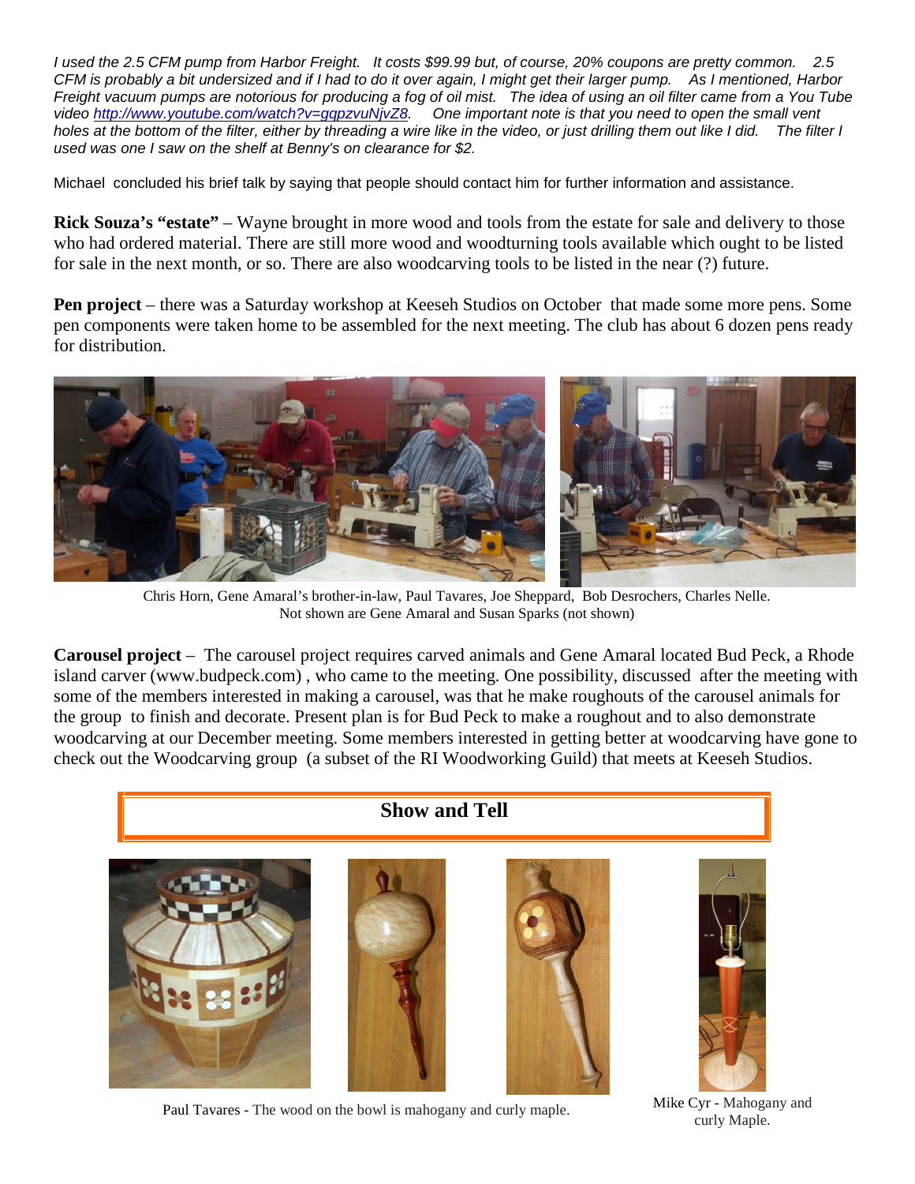*I used the 2.5 CFM pump from Harbor Freight. It costs $99.99 but, of course, 20% coupons are pretty common. 2.5 CFM is probably a bit undersized and if I had to do it over again, I might get their larger pump. As I mentioned, Harbor Freight vacuum pumps are notorious for producing a fog of oil mist. The idea of using an oil filter came from a You Tube video http://www.youtube.com/watch?v=gqpzvuNjvZ8. One important note is that you need to open the small vent holes at the bottom of the filter, either by threading a wire like in the video, or just drilling them out like I did. The filter I used was one I saw on the shelf at Benny's on clearance for $2.*

Michael concluded his brief talk by saying that people should contact him for further information and assistance.

**Rick Souza's "estate"** – Wayne brought in more wood and tools from the estate for sale and delivery to those who had ordered material. There are still more wood and woodturning tools available which ought to be listed for sale in the next month, or so. There are also woodcarving tools to be listed in the near (?) future.

**Pen project** – there was a Saturday workshop at Keeseh Studios on October that made some more pens. Some pen components were taken home to be assembled for the next meeting. The club has about 6 dozen pens ready for distribution.

Chris Horn, Gene Amaral's brother-in-law, Paul Tavares, Joe Sheppard, Bob Desrochers, Charles Nelle.
Not shown are Gene Amaral and Susan Sparks (not shown)

**Carousel project** – The carousel project requires carved animals and Gene Amaral located Bud Peck, a Rhode island carver (www.budpeck.com) , who came to the meeting. One possibility, discussed after the meeting with some of the members interested in making a carousel, was that he make roughouts of the carousel animals for the group to finish and decorate. Present plan is for Bud Peck to make a roughout and to also demonstrate woodcarving at our December meeting. Some members interested in getting better at woodcarving have gone to check out the Woodcarving group (a subset of the RI Woodworking Guild) that meets at Keeseh Studios.

## Show and Tell

Paul Tavares - The wood on the bowl is mahogany and curly maple.

Mike Cyr - Mahogany and curly Maple.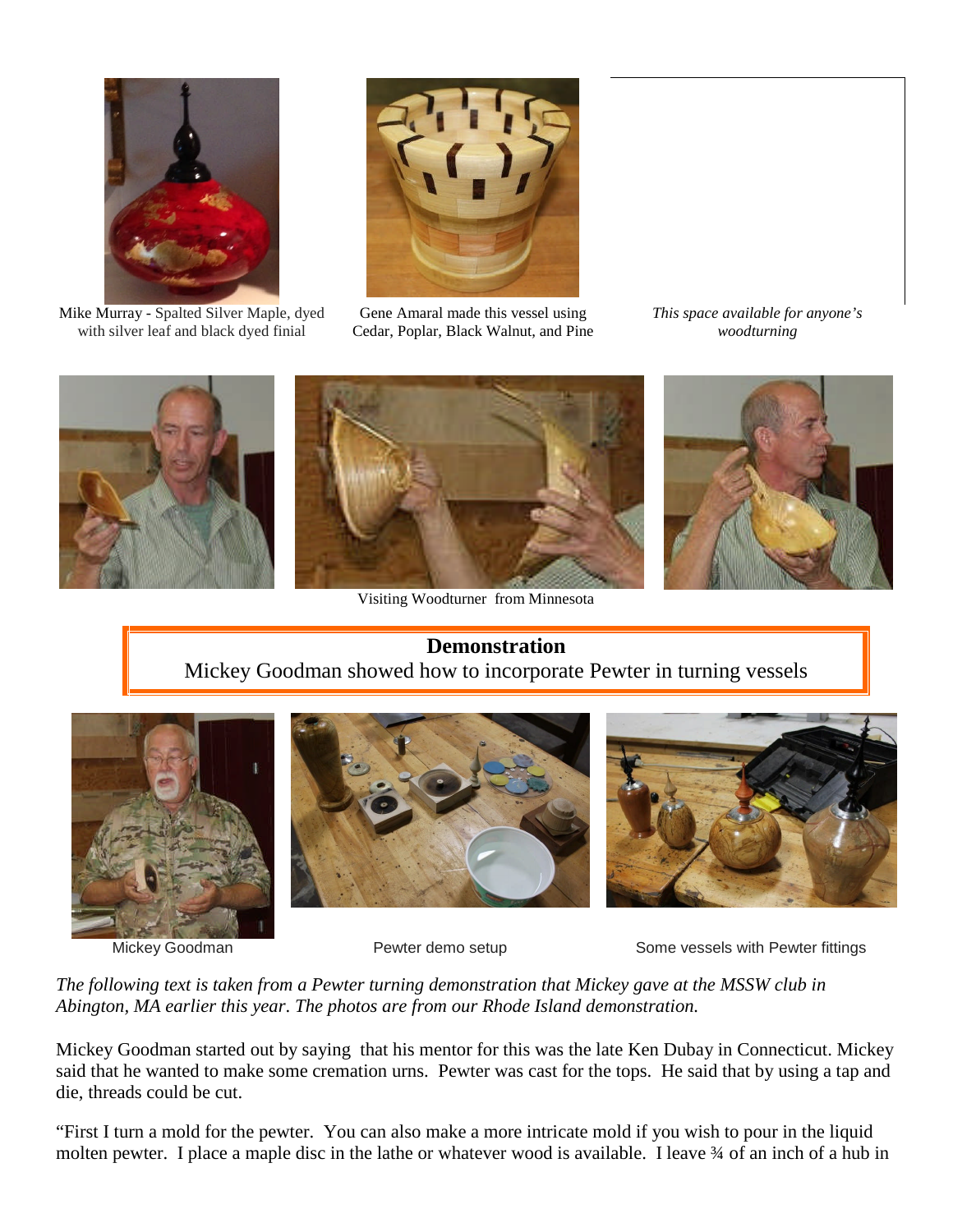Mike Murray - Spalted Silver Maple, dyed with silver leaf and black dyed finial

Gene Amaral made this vessel using Cedar, Poplar, Black Walnut, and Pine

*This space available for anyone's woodturning*

Visiting Woodturner from Minnesota

**Demonstration**

Mickey Goodman showed how to incorporate Pewter in turning vessels

Mickey Goodman

Pewter demo setup

Some vessels with Pewter fittings

*The following text is taken from a Pewter turning demonstration that Mickey gave at the MSSW club in Abington, MA earlier this year. The photos are from our Rhode Island demonstration.*

Mickey Goodman started out by saying that his mentor for this was the late Ken Dubay in Connecticut. Mickey said that he wanted to make some cremation urns. Pewter was cast for the tops. He said that by using a tap and die, threads could be cut.

"First I turn a mold for the pewter. You can also make a more intricate mold if you wish to pour in the liquid molten pewter. I place a maple disc in the lathe or whatever wood is available. I leave ¾ of an inch of a hub in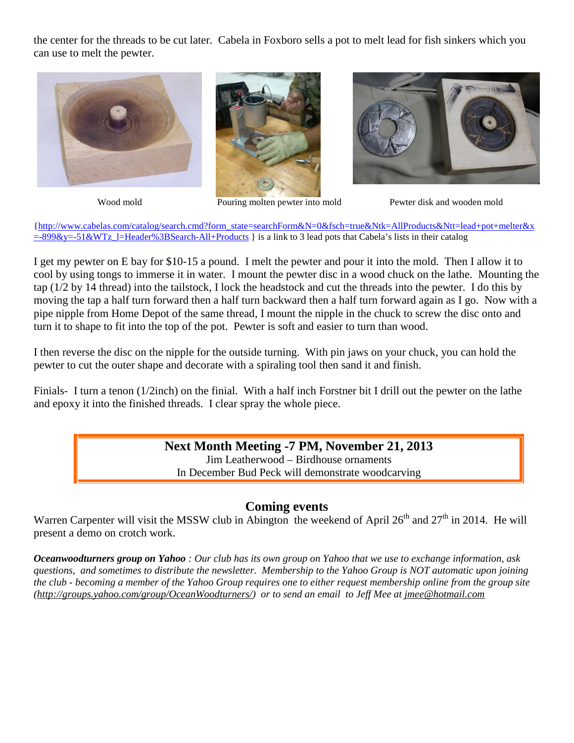the center for the threads to be cut later. Cabela in Foxboro sells a pot to melt lead for fish sinkers which you can use to melt the pewter.

Wood mold

Pouring molten pewter into mold

Pewter disk and wooden mold

{http://www.cabelas.com/catalog/search.cmd?form_state=searchForm&N=0&fsch=true&Ntk=AllProducts&Ntt=lead+pot+melter&x=-899&y=-51&WTz_l=Header%3BSearch-All+Products } is a link to 3 lead pots that Cabela's lists in their catalog

I get my pewter on E bay for $10-15 a pound. I melt the pewter and pour it into the mold. Then I allow it to cool by using tongs to immerse it in water. I mount the pewter disc in a wood chuck on the lathe. Mounting the tap (1/2 by 14 thread) into the tailstock, I lock the headstock and cut the threads into the pewter. I do this by moving the tap a half turn forward then a half turn backward then a half turn forward again as I go. Now with a pipe nipple from Home Depot of the same thread, I mount the nipple in the chuck to screw the disc onto and turn it to shape to fit into the top of the pot. Pewter is soft and easier to turn than wood.

I then reverse the disc on the nipple for the outside turning. With pin jaws on your chuck, you can hold the pewter to cut the outer shape and decorate with a spiraling tool then sand it and finish.

Finials- I turn a tenon (1/2inch) on the finial. With a half inch Forstner bit I drill out the pewter on the lathe and epoxy it into the finished threads. I clear spray the whole piece.

**Next Month Meeting -7 PM, November 21, 2013**

Jim Leatherwood – Birdhouse ornaments

In December Bud Peck will demonstrate woodcarving

## Coming events

Warren Carpenter will visit the MSSW club in Abington the weekend of April 26th and 27th in 2014. He will present a demo on crotch work.

***Oceanwoodturners group on Yahoo*** *: Our club has its own group on Yahoo that we use to exchange information, ask questions, and sometimes to distribute the newsletter. Membership to the Yahoo Group is NOT automatic upon joining the club - becoming a member of the Yahoo Group requires one to either request membership online from the group site (http://groups.yahoo.com/group/OceanWoodturners/) or to send an email to Jeff Mee at jmee@hotmail.com*